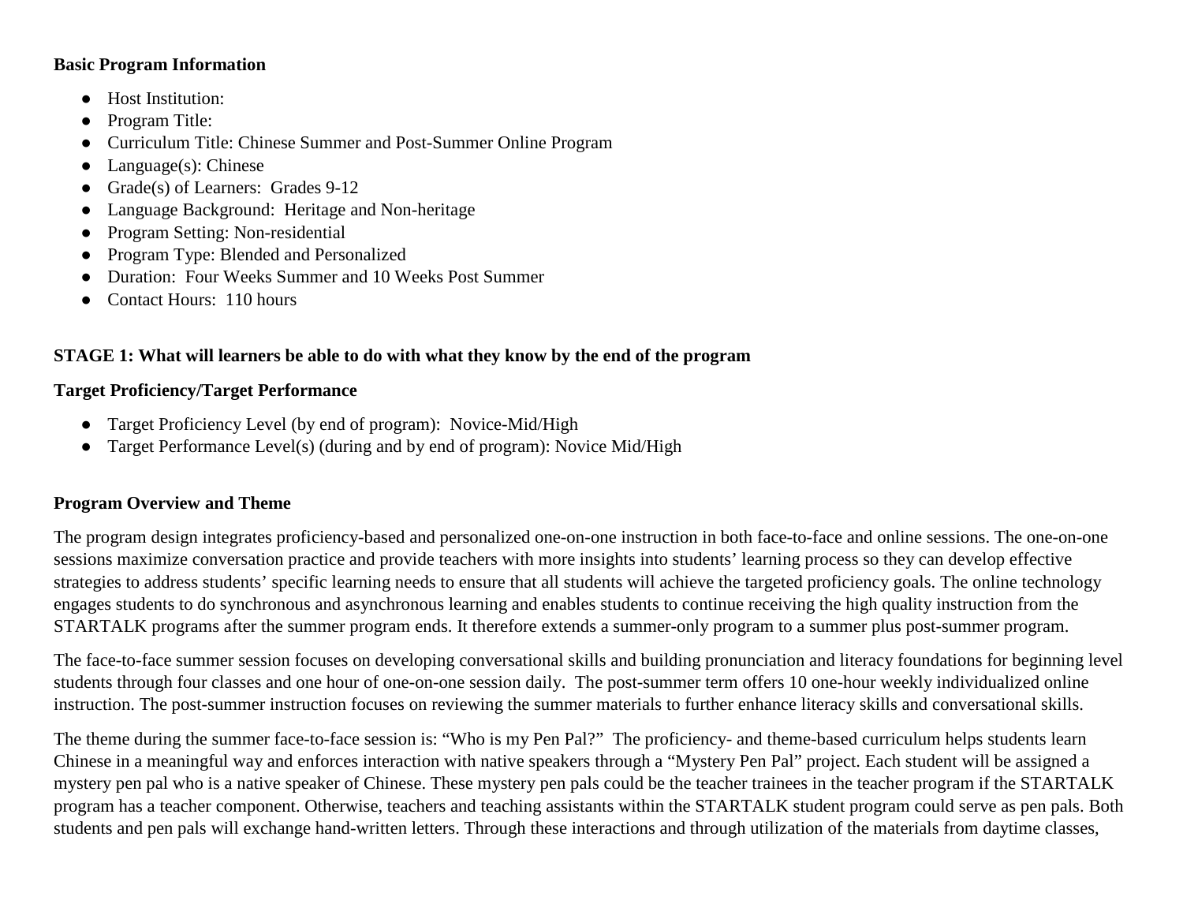**Basic Program Information**

- Host Institution:
- Program Title:
- Curriculum Title: Chinese Summer and Post-Summer Online Program
- Language(s): Chinese
- Grade(s) of Learners: Grades 9-12
- Language Background: Heritage and Non-heritage
- Program Setting: Non-residential
- Program Type: Blended and Personalized
- Duration: Four Weeks Summer and 10 Weeks Post Summer
- Contact Hours: 110 hours

**STAGE 1: What will learners be able to do with what they know by the end of the program**

**Target Proficiency/Target Performance**

- Target Proficiency Level (by end of program): Novice-Mid/High
- Target Performance Level(s) (during and by end of program): Novice Mid/High

**Program Overview and Theme**

The program design integrates proficiency-based and personalized one-on-one instruction in both face-to-face and online sessions. The one-on-one sessions maximize conversation practice and provide teachers with more insights into students' learning process so they can develop effective strategies to address students' specific learning needs to ensure that all students will achieve the targeted proficiency goals. The online technology engages students to do synchronous and asynchronous learning and enables students to continue receiving the high quality instruction from the STARTALK programs after the summer program ends. It therefore extends a summer-only program to a summer plus post-summer program.

The face-to-face summer session focuses on developing conversational skills and building pronunciation and literacy foundations for beginning level students through four classes and one hour of one-on-one session daily. The post-summer term offers 10 one-hour weekly individualized online instruction. The post-summer instruction focuses on reviewing the summer materials to further enhance literacy skills and conversational skills.

The theme during the summer face-to-face session is: "Who is my Pen Pal?" The proficiency- and theme-based curriculum helps students learn Chinese in a meaningful way and enforces interaction with native speakers through a "Mystery Pen Pal" project. Each student will be assigned a mystery pen pal who is a native speaker of Chinese. These mystery pen pals could be the teacher trainees in the teacher program if the STARTALK program has a teacher component. Otherwise, teachers and teaching assistants within the STARTALK student program could serve as pen pals. Both students and pen pals will exchange hand-written letters. Through these interactions and through utilization of the materials from daytime classes,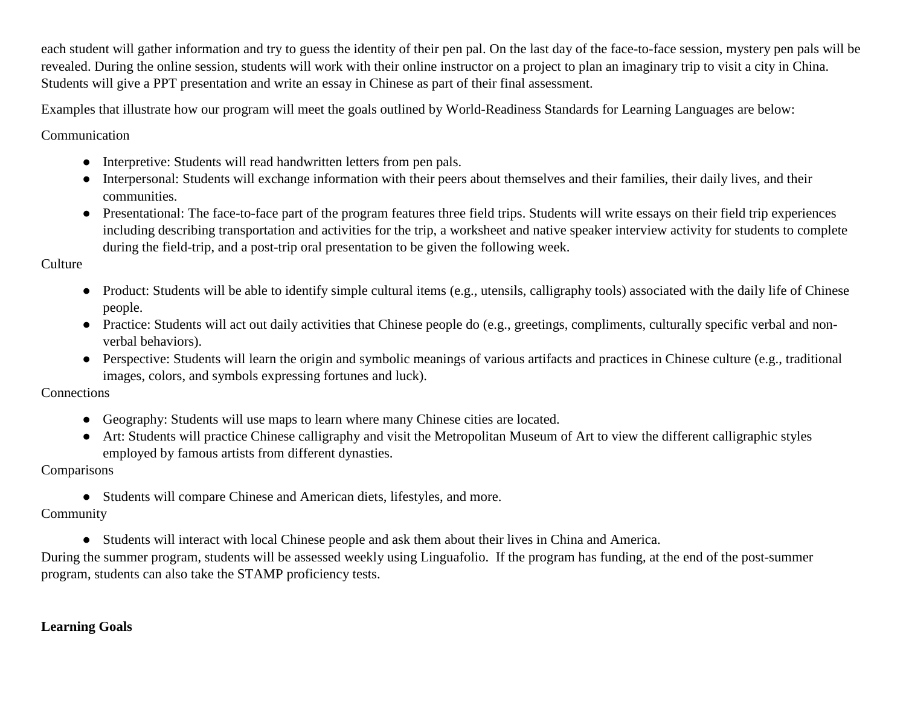each student will gather information and try to guess the identity of their pen pal. On the last day of the face-to-face session, mystery pen pals will be revealed. During the online session, students will work with their online instructor on a project to plan an imaginary trip to visit a city in China. Students will give a PPT presentation and write an essay in Chinese as part of their final assessment.

Examples that illustrate how our program will meet the goals outlined by World-Readiness Standards for Learning Languages are below:

Communication

- Interpretive: Students will read handwritten letters from pen pals.
- Interpersonal: Students will exchange information with their peers about themselves and their families, their daily lives, and their communities.
- Presentational: The face-to-face part of the program features three field trips. Students will write essays on their field trip experiences including describing transportation and activities for the trip, a worksheet and native speaker interview activity for students to complete during the field-trip, and a post-trip oral presentation to be given the following week.

Culture

- Product: Students will be able to identify simple cultural items (e.g., utensils, calligraphy tools) associated with the daily life of Chinese people.
- Practice: Students will act out daily activities that Chinese people do (e.g., greetings, compliments, culturally specific verbal and non-verbal behaviors).
- Perspective: Students will learn the origin and symbolic meanings of various artifacts and practices in Chinese culture (e.g., traditional images, colors, and symbols expressing fortunes and luck).

Connections

- Geography: Students will use maps to learn where many Chinese cities are located.
- Art: Students will practice Chinese calligraphy and visit the Metropolitan Museum of Art to view the different calligraphic styles employed by famous artists from different dynasties.

Comparisons

- Students will compare Chinese and American diets, lifestyles, and more.

Community

- Students will interact with local Chinese people and ask them about their lives in China and America.

During the summer program, students will be assessed weekly using Linguafolio. If the program has funding, at the end of the post-summer program, students can also take the STAMP proficiency tests.

**Learning Goals**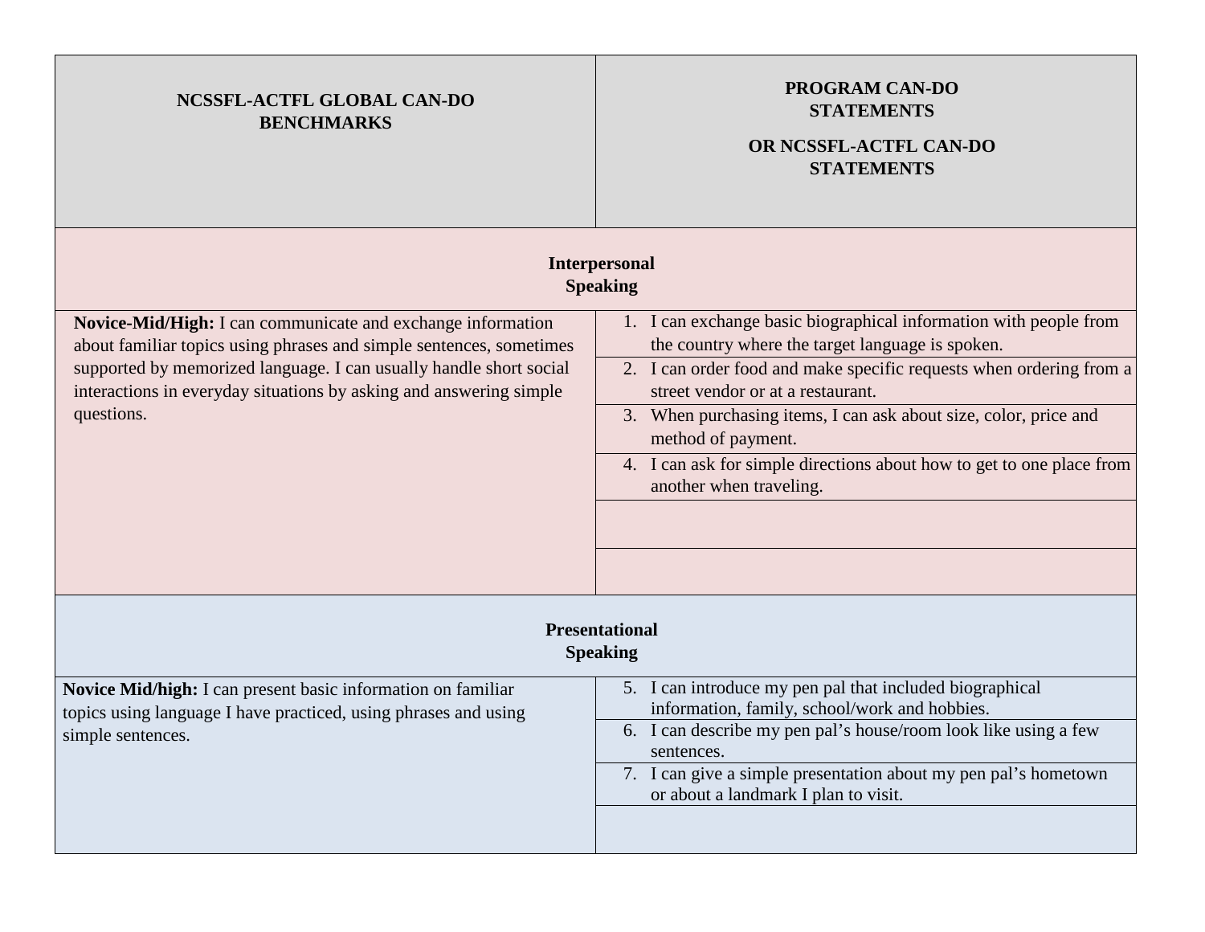| NCSSFL-ACTFL GLOBAL CAN-DO BENCHMARKS | PROGRAM CAN-DO STATEMENTS<br><br>OR NCSSFL-ACTFL CAN-DO STATEMENTS |
|---|---|
| **Interpersonal Speaking** | |
| **Novice-Mid/High:** I can communicate and exchange information about familiar topics using phrases and simple sentences, sometimes supported by memorized language. I can usually handle short social interactions in everyday situations by asking and answering simple questions. | 1. I can exchange basic biographical information with people from the country where the target language is spoken. |
| | 2. I can order food and make specific requests when ordering from a street vendor or at a restaurant. |
| | 3. When purchasing items, I can ask about size, color, price and method of payment. |
| | 4. I can ask for simple directions about how to get to one place from another when traveling. |
| | |
| | |
| **Presentational Speaking** | |
| **Novice Mid/high:** I can present basic information on familiar topics using language I have practiced, using phrases and using simple sentences. | 5. I can introduce my pen pal that included biographical information, family, school/work and hobbies. |
| | 6. I can describe my pen pal's house/room look like using a few sentences. |
| | 7. I can give a simple presentation about my pen pal's hometown or about a landmark I plan to visit. |
| | |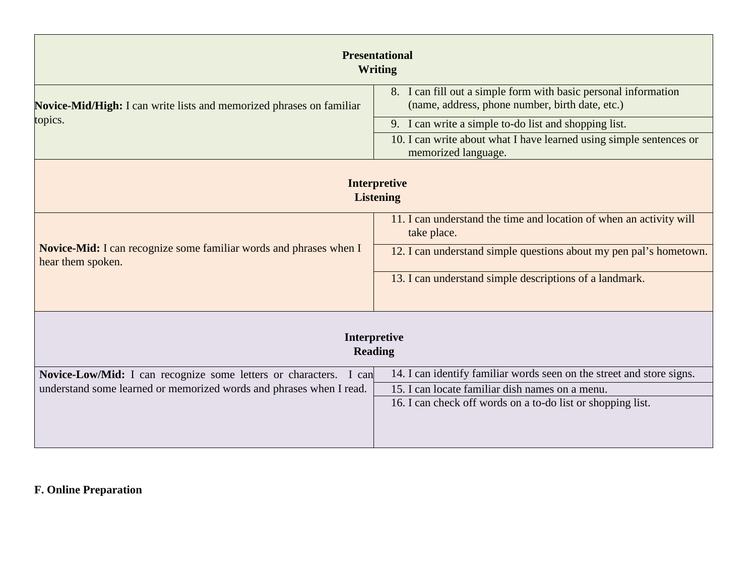| Presentational Writing | |
|---|---|
| **Novice-Mid/High:** I can write lists and memorized phrases on familiar topics. | 8. I can fill out a simple form with basic personal information (name, address, phone number, birth date, etc.) |
| | 9. I can write a simple to-do list and shopping list. |
| | 10. I can write about what I have learned using simple sentences or memorized language. |
| **Interpretive Listening** | |
| **Novice-Mid:** I can recognize some familiar words and phrases when I hear them spoken. | 11. I can understand the time and location of when an activity will take place. |
| | 12. I can understand simple questions about my pen pal's hometown. |
| | 13. I can understand simple descriptions of a landmark. |
| **Interpretive Reading** | |
| **Novice-Low/Mid:** I can recognize some letters or characters. I can understand some learned or memorized words and phrases when I read. | 14. I can identify familiar words seen on the street and store signs. |
| | 15. I can locate familiar dish names on a menu. |
| | 16. I can check off words on a to-do list or shopping list. |

**F. Online Preparation**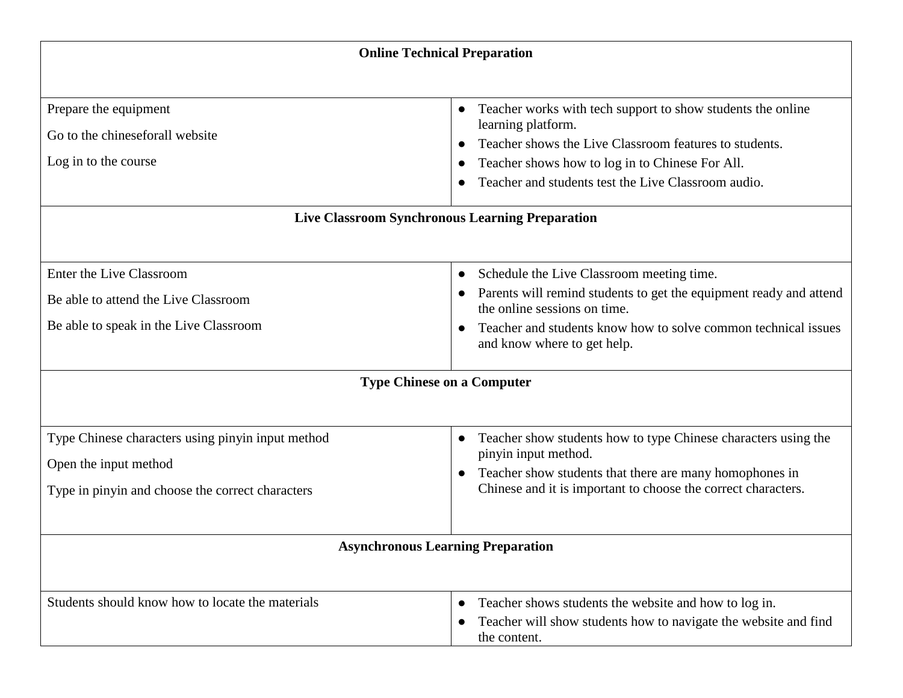| Online Technical Preparation | |
|---|---|
| Prepare the equipment<br><br>Go to the chineseforall website<br><br>Log in to the course | ● Teacher works with tech support to show students the online learning platform.<br>● Teacher shows the Live Classroom features to students.<br>● Teacher shows how to log in to Chinese For All.<br>● Teacher and students test the Live Classroom audio. |
| **Live Classroom Synchronous Learning Preparation** | |
| Enter the Live Classroom<br><br>Be able to attend the Live Classroom<br><br>Be able to speak in the Live Classroom | ● Schedule the Live Classroom meeting time.<br>● Parents will remind students to get the equipment ready and attend the online sessions on time.<br>● Teacher and students know how to solve common technical issues and know where to get help. |
| **Type Chinese on a Computer** | |
| Type Chinese characters using pinyin input method<br><br>Open the input method<br><br>Type in pinyin and choose the correct characters | ● Teacher show students how to type Chinese characters using the pinyin input method.<br>● Teacher show students that there are many homophones in Chinese and it is important to choose the correct characters. |
| **Asynchronous Learning Preparation** | |
| Students should know how to locate the materials | ● Teacher shows students the website and how to log in.<br>● Teacher will show students how to navigate the website and find the content. |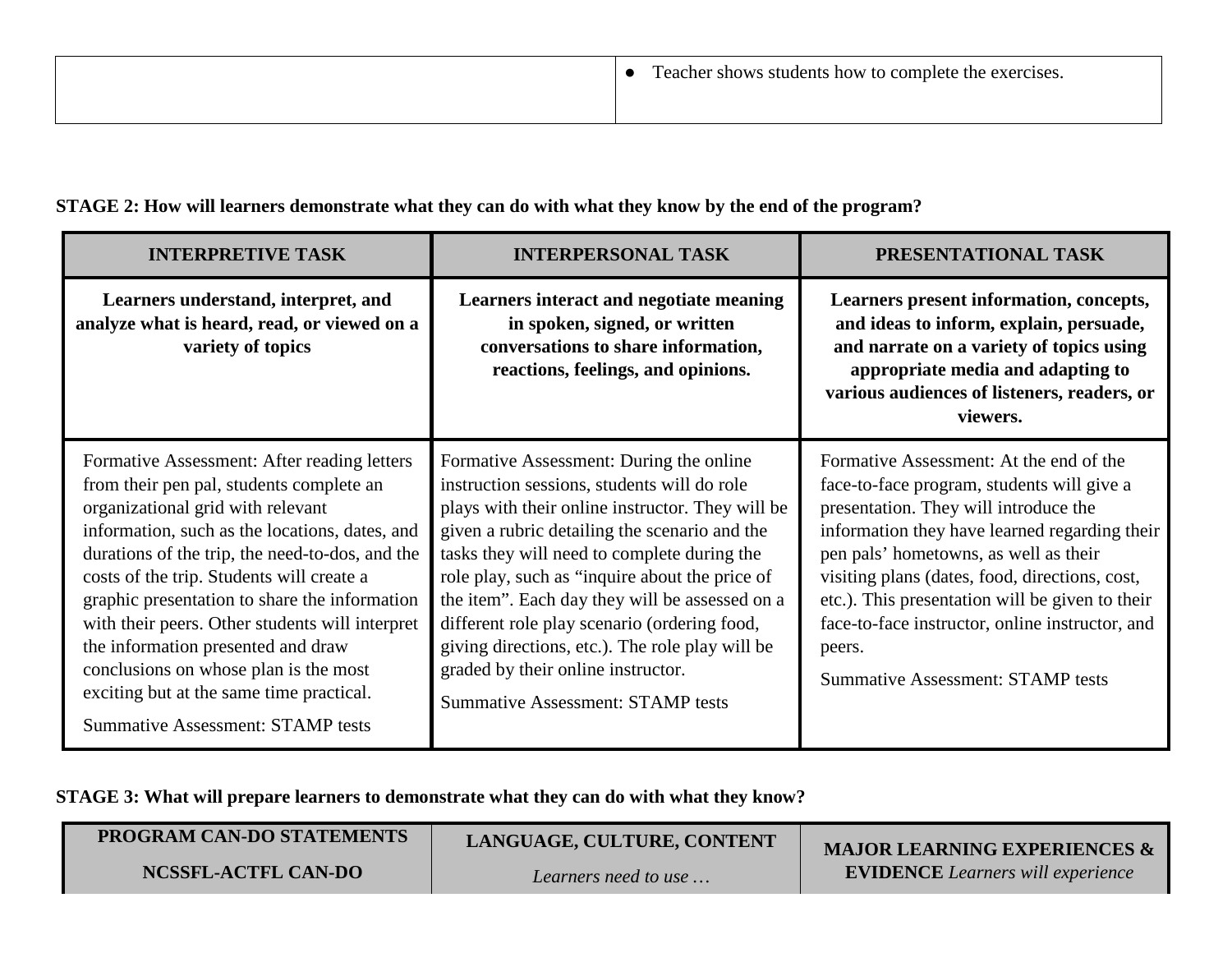| | |
|---|---|
| | - Teacher shows students how to complete the exercises. |

**STAGE 2: How will learners demonstrate what they can do with what they know by the end of the program?**

| INTERPRETIVE TASK | INTERPERSONAL TASK | PRESENTATIONAL TASK |
|---|---|---|
| **Learners understand, interpret, and analyze what is heard, read, or viewed on a variety of topics** | **Learners interact and negotiate meaning in spoken, signed, or written conversations to share information, reactions, feelings, and opinions.** | **Learners present information, concepts, and ideas to inform, explain, persuade, and narrate on a variety of topics using appropriate media and adapting to various audiences of listeners, readers, or viewers.** |
| Formative Assessment: After reading letters from their pen pal, students complete an organizational grid with relevant information, such as the locations, dates, and durations of the trip, the need-to-dos, and the costs of the trip. Students will create a graphic presentation to share the information with their peers. Other students will interpret the information presented and draw conclusions on whose plan is the most exciting but at the same time practical.<br><br>Summative Assessment: STAMP tests | Formative Assessment: During the online instruction sessions, students will do role plays with their online instructor. They will be given a rubric detailing the scenario and the tasks they will need to complete during the role play, such as "inquire about the price of the item". Each day they will be assessed on a different role play scenario (ordering food, giving directions, etc.). The role play will be graded by their online instructor.<br><br>Summative Assessment: STAMP tests | Formative Assessment: At the end of the face-to-face program, students will give a presentation. They will introduce the information they have learned regarding their pen pals' hometowns, as well as their visiting plans (dates, food, directions, cost, etc.). This presentation will be given to their face-to-face instructor, online instructor, and peers.<br><br>Summative Assessment: STAMP tests |

**STAGE 3: What will prepare learners to demonstrate what they can do with what they know?**

| PROGRAM CAN-DO STATEMENTS<br>NCSSFL-ACTFL CAN-DO | LANGUAGE, CULTURE, CONTENT<br>*Learners need to use …* | MAJOR LEARNING EXPERIENCES & EVIDENCE *Learners will experience* |
|---|---|---|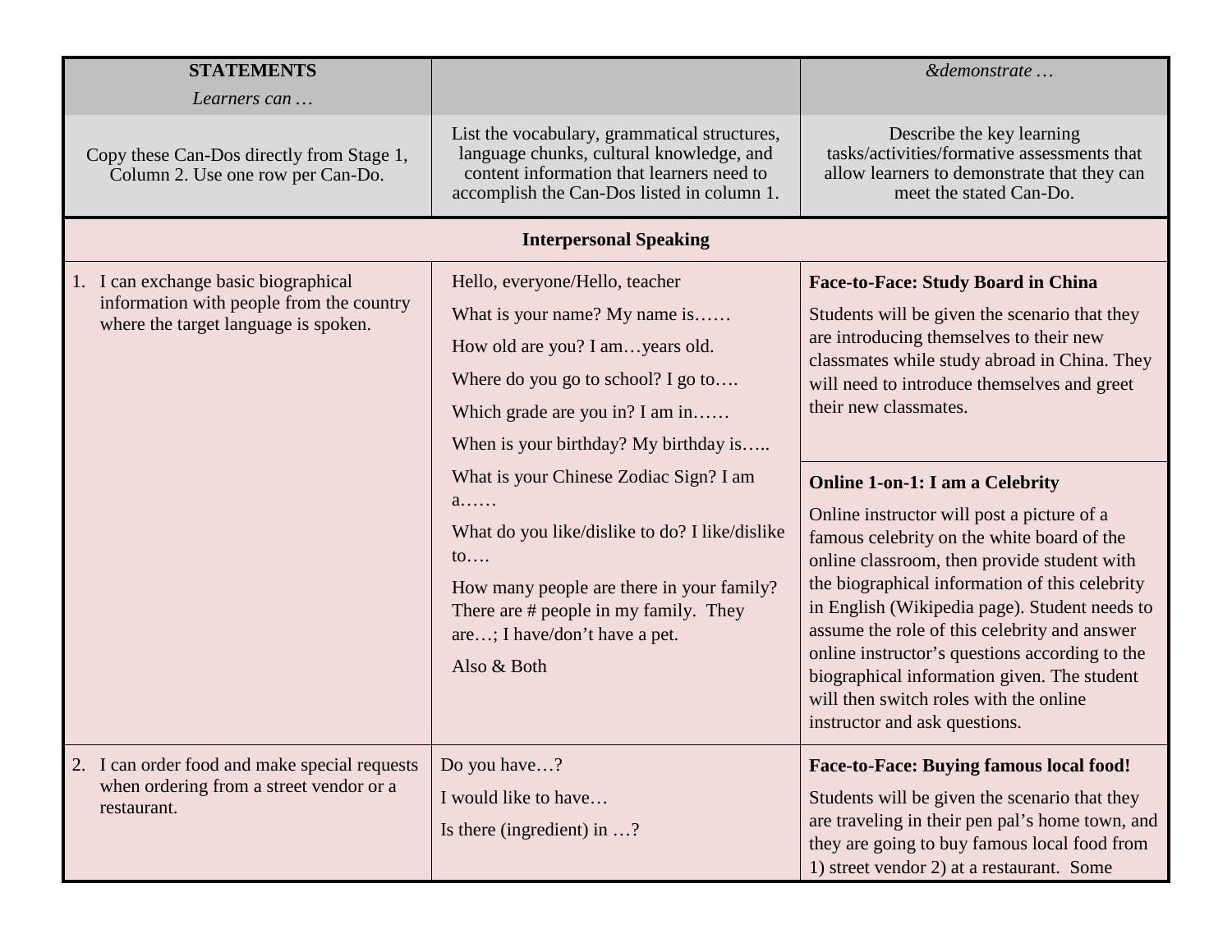| **STATEMENTS** *Learners can …* | | *&demonstrate …* |
|---|---|---|
| Copy these Can-Dos directly from Stage 1, Column 2. Use one row per Can-Do. | List the vocabulary, grammatical structures, language chunks, cultural knowledge, and content information that learners need to accomplish the Can-Dos listed in column 1. | Describe the key learning tasks/activities/formative assessments that allow learners to demonstrate that they can meet the stated Can-Do. |
| **Interpersonal Speaking** | | |
| 1. I can exchange basic biographical information with people from the country where the target language is spoken. | Hello, everyone/Hello, teacher<br>What is your name? My name is……<br>How old are you? I am…years old.<br>Where do you go to school? I go to….<br>Which grade are you in? I am in……<br>When is your birthday? My birthday is…..<br>What is your Chinese Zodiac Sign? I am a……<br>What do you like/dislike to do? I like/dislike to….<br>How many people are there in your family? There are # people in my family. They are…; I have/don't have a pet.<br>Also & Both | **Face-to-Face: Study Board in China**<br>Students will be given the scenario that they are introducing themselves to their new classmates while study abroad in China. They will need to introduce themselves and greet their new classmates.<br><br>**Online 1-on-1: I am a Celebrity**<br>Online instructor will post a picture of a famous celebrity on the white board of the online classroom, then provide student with the biographical information of this celebrity in English (Wikipedia page). Student needs to assume the role of this celebrity and answer online instructor's questions according to the biographical information given. The student will then switch roles with the online instructor and ask questions. |
| 2. I can order food and make special requests when ordering from a street vendor or a restaurant. | Do you have…?<br>I would like to have…<br>Is there (ingredient) in …? | **Face-to-Face: Buying famous local food!**<br>Students will be given the scenario that they are traveling in their pen pal's home town, and they are going to buy famous local food from 1) street vendor 2) at a restaurant. Some |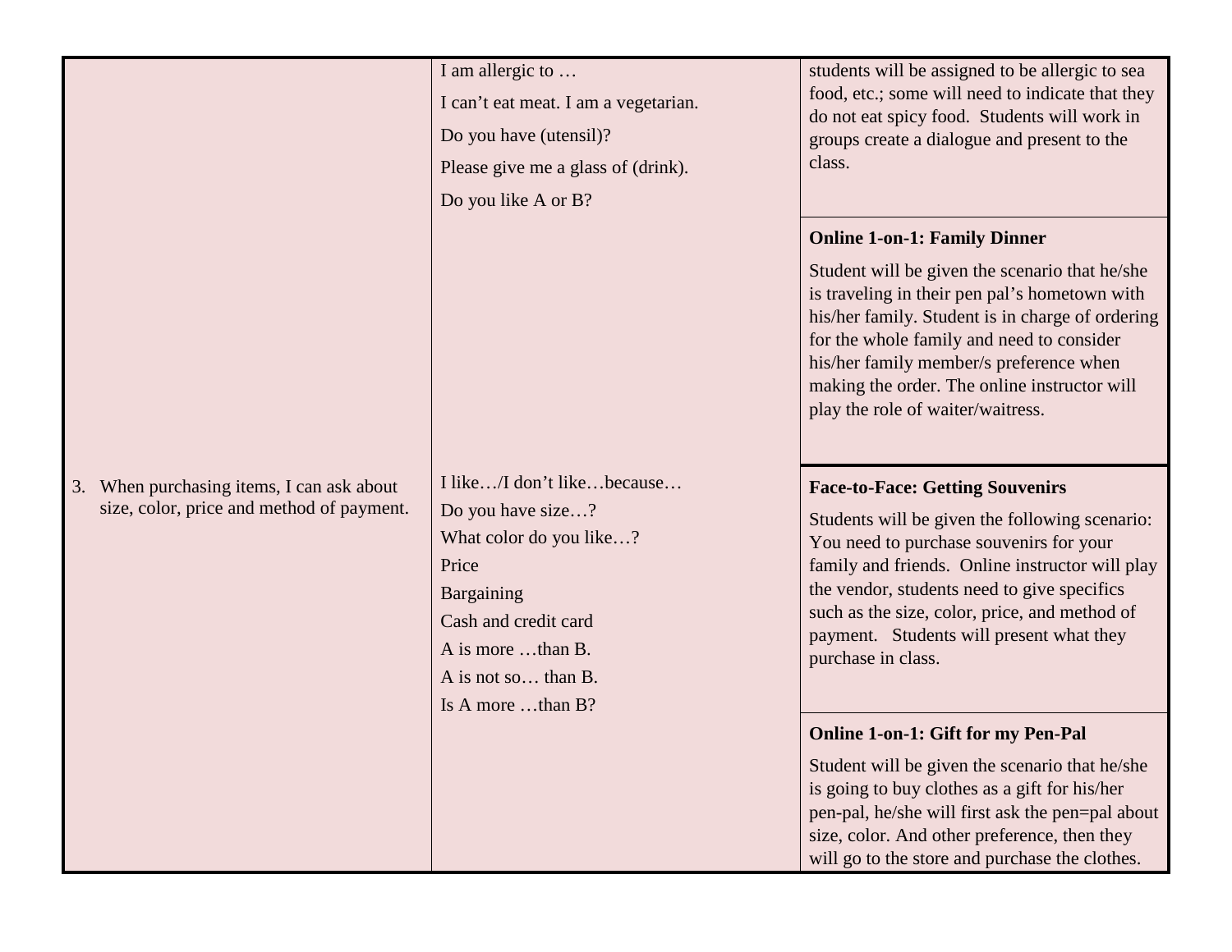| | | |
|---|---|---|
| | I am allergic to …<br>I can't eat meat. I am a vegetarian.<br>Do you have (utensil)?<br>Please give me a glass of (drink).<br>Do you like A or B? | students will be assigned to be allergic to sea food, etc.; some will need to indicate that they do not eat spicy food. Students will work in groups create a dialogue and present to the class. |
| | | **Online 1-on-1: Family Dinner**<br>Student will be given the scenario that he/she is traveling in their pen pal's hometown with his/her family. Student is in charge of ordering for the whole family and need to consider his/her family member/s preference when making the order. The online instructor will play the role of waiter/waitress. |
| 3. When purchasing items, I can ask about size, color, price and method of payment. | I like…/I don't like…because…<br>Do you have size…?<br>What color do you like…?<br>Price<br>Bargaining<br>Cash and credit card<br>A is more …than B.<br>A is not so… than B.<br>Is A more …than B? | **Face-to-Face: Getting Souvenirs**<br>Students will be given the following scenario: You need to purchase souvenirs for your family and friends. Online instructor will play the vendor, students need to give specifics such as the size, color, price, and method of payment. Students will present what they purchase in class. |
| | | **Online 1-on-1: Gift for my Pen-Pal**<br>Student will be given the scenario that he/she is going to buy clothes as a gift for his/her pen-pal, he/she will first ask the pen=pal about size, color. And other preference, then they will go to the store and purchase the clothes. |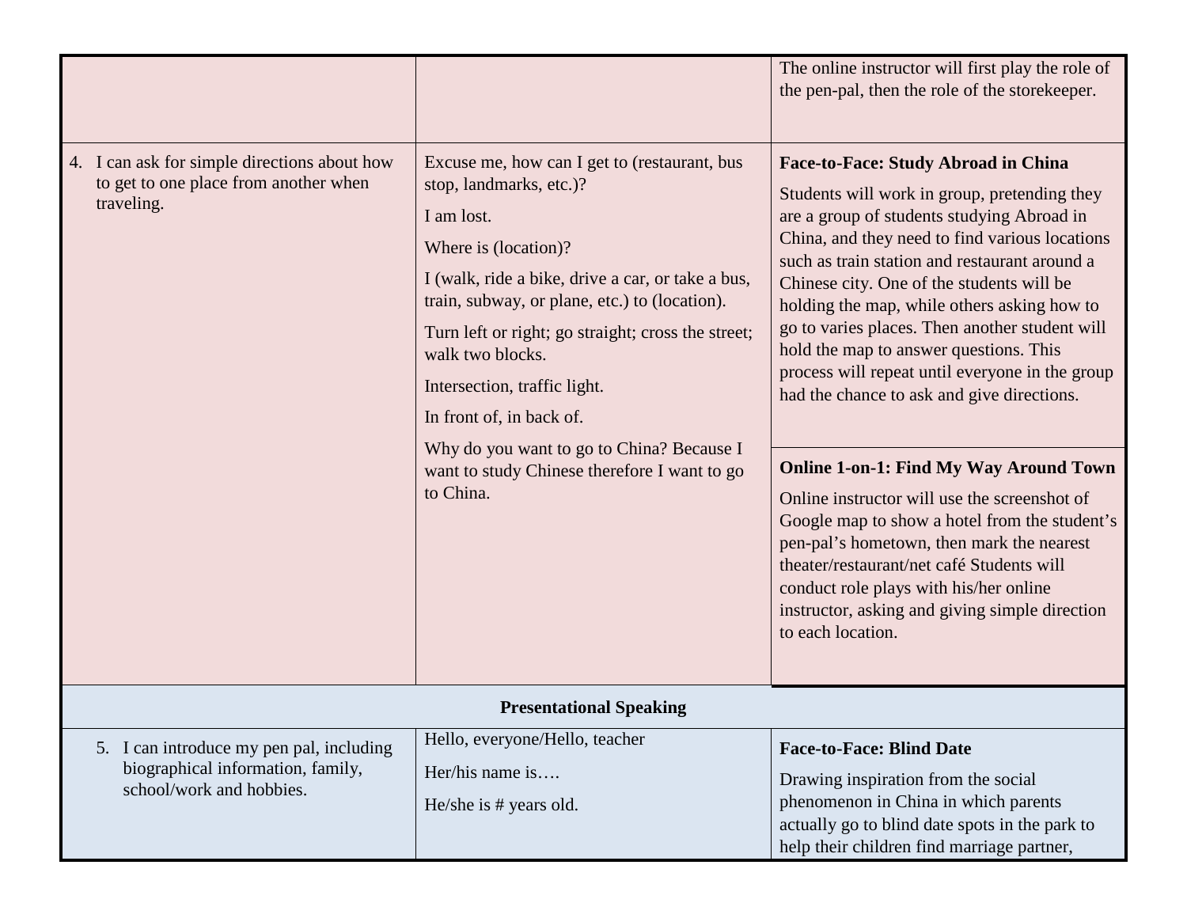| | | |
|---|---|---|
| | | The online instructor will first play the role of the pen-pal, then the role of the storekeeper. |
| 4. I can ask for simple directions about how to get to one place from another when traveling. | Excuse me, how can I get to (restaurant, bus stop, landmarks, etc.)?<br><br>I am lost.<br><br>Where is (location)?<br><br>I (walk, ride a bike, drive a car, or take a bus, train, subway, or plane, etc.) to (location).<br><br>Turn left or right; go straight; cross the street; walk two blocks.<br><br>Intersection, traffic light.<br><br>In front of, in back of.<br><br>Why do you want to go to China? Because I want to study Chinese therefore I want to go to China. | **Face-to-Face: Study Abroad in China**<br><br>Students will work in group, pretending they are a group of students studying Abroad in China, and they need to find various locations such as train station and restaurant around a Chinese city. One of the students will be holding the map, while others asking how to go to varies places. Then another student will hold the map to answer questions. This process will repeat until everyone in the group had the chance to ask and give directions.<br><br>**Online 1-on-1: Find My Way Around Town**<br><br>Online instructor will use the screenshot of Google map to show a hotel from the student's pen-pal's hometown, then mark the nearest theater/restaurant/net café Students will conduct role plays with his/her online instructor, asking and giving simple direction to each location. |
| **Presentational Speaking** | | |
| 5. I can introduce my pen pal, including biographical information, family, school/work and hobbies. | Hello, everyone/Hello, teacher<br><br>Her/his name is….<br><br>He/she is # years old. | **Face-to-Face: Blind Date**<br><br>Drawing inspiration from the social phenomenon in China in which parents actually go to blind date spots in the park to help their children find marriage partner, |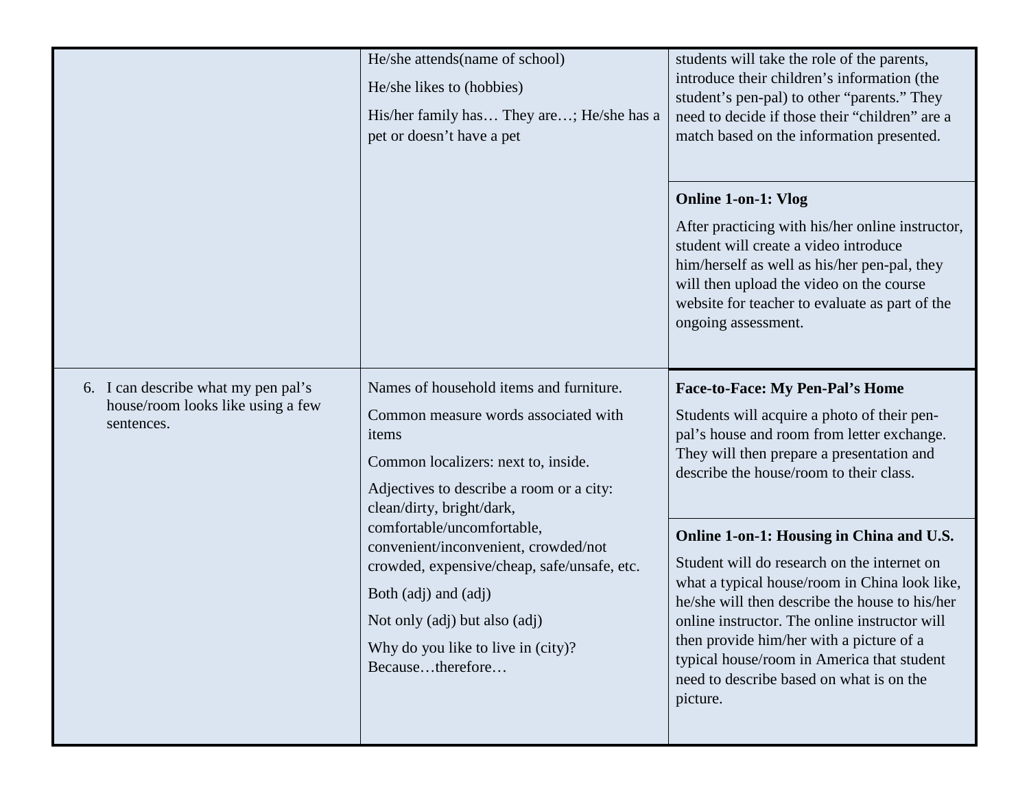| | | |
|---|---|---|
| | He/she attends(name of school)<br><br>He/she likes to (hobbies)<br><br>His/her family has… They are…; He/she has a pet or doesn't have a pet | students will take the role of the parents, introduce their children's information (the student's pen-pal) to other "parents." They need to decide if those their "children" are a match based on the information presented.<br><br>**Online 1-on-1: Vlog**<br><br>After practicing with his/her online instructor, student will create a video introduce him/herself as well as his/her pen-pal, they will then upload the video on the course website for teacher to evaluate as part of the ongoing assessment. |
| 6. I can describe what my pen pal's house/room looks like using a few sentences. | Names of household items and furniture.<br><br>Common measure words associated with items<br><br>Common localizers: next to, inside.<br><br>Adjectives to describe a room or a city: clean/dirty, bright/dark, comfortable/uncomfortable, convenient/inconvenient, crowded/not crowded, expensive/cheap, safe/unsafe, etc.<br><br>Both (adj) and (adj)<br><br>Not only (adj) but also (adj)<br><br>Why do you like to live in (city)? Because…therefore… | **Face-to-Face: My Pen-Pal's Home**<br><br>Students will acquire a photo of their pen-pal's house and room from letter exchange. They will then prepare a presentation and describe the house/room to their class.<br><br>**Online 1-on-1: Housing in China and U.S.**<br><br>Student will do research on the internet on what a typical house/room in China look like, he/she will then describe the house to his/her online instructor. The online instructor will then provide him/her with a picture of a typical house/room in America that student need to describe based on what is on the picture. |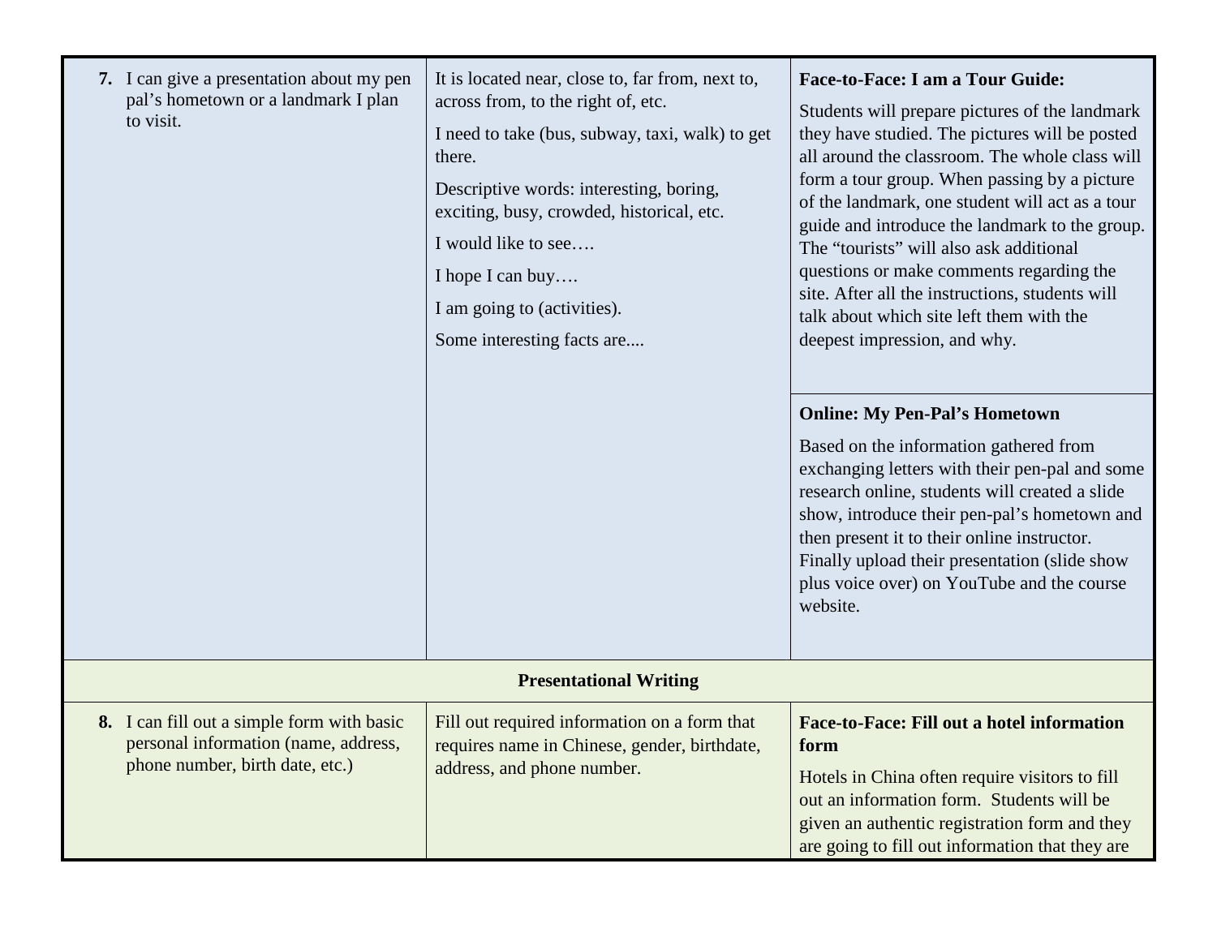| | | |
|---|---|---|
| **7.** I can give a presentation about my pen pal's hometown or a landmark I plan to visit. | It is located near, close to, far from, next to, across from, to the right of, etc.<br><br>I need to take (bus, subway, taxi, walk) to get there.<br><br>Descriptive words: interesting, boring, exciting, busy, crowded, historical, etc.<br><br>I would like to see….<br><br>I hope I can buy….<br><br>I am going to (activities).<br><br>Some interesting facts are.... | **Face-to-Face: I am a Tour Guide:**<br><br>Students will prepare pictures of the landmark they have studied. The pictures will be posted all around the classroom. The whole class will form a tour group. When passing by a picture of the landmark, one student will act as a tour guide and introduce the landmark to the group. The "tourists" will also ask additional questions or make comments regarding the site. After all the instructions, students will talk about which site left them with the deepest impression, and why.<br><br>**Online: My Pen-Pal's Hometown**<br><br>Based on the information gathered from exchanging letters with their pen-pal and some research online, students will created a slide show, introduce their pen-pal's hometown and then present it to their online instructor. Finally upload their presentation (slide show plus voice over) on YouTube and the course website. |
| **Presentational Writing** | | |
| **8.** I can fill out a simple form with basic personal information (name, address, phone number, birth date, etc.) | Fill out required information on a form that requires name in Chinese, gender, birthdate, address, and phone number. | **Face-to-Face: Fill out a hotel information form**<br><br>Hotels in China often require visitors to fill out an information form. Students will be given an authentic registration form and they are going to fill out information that they are |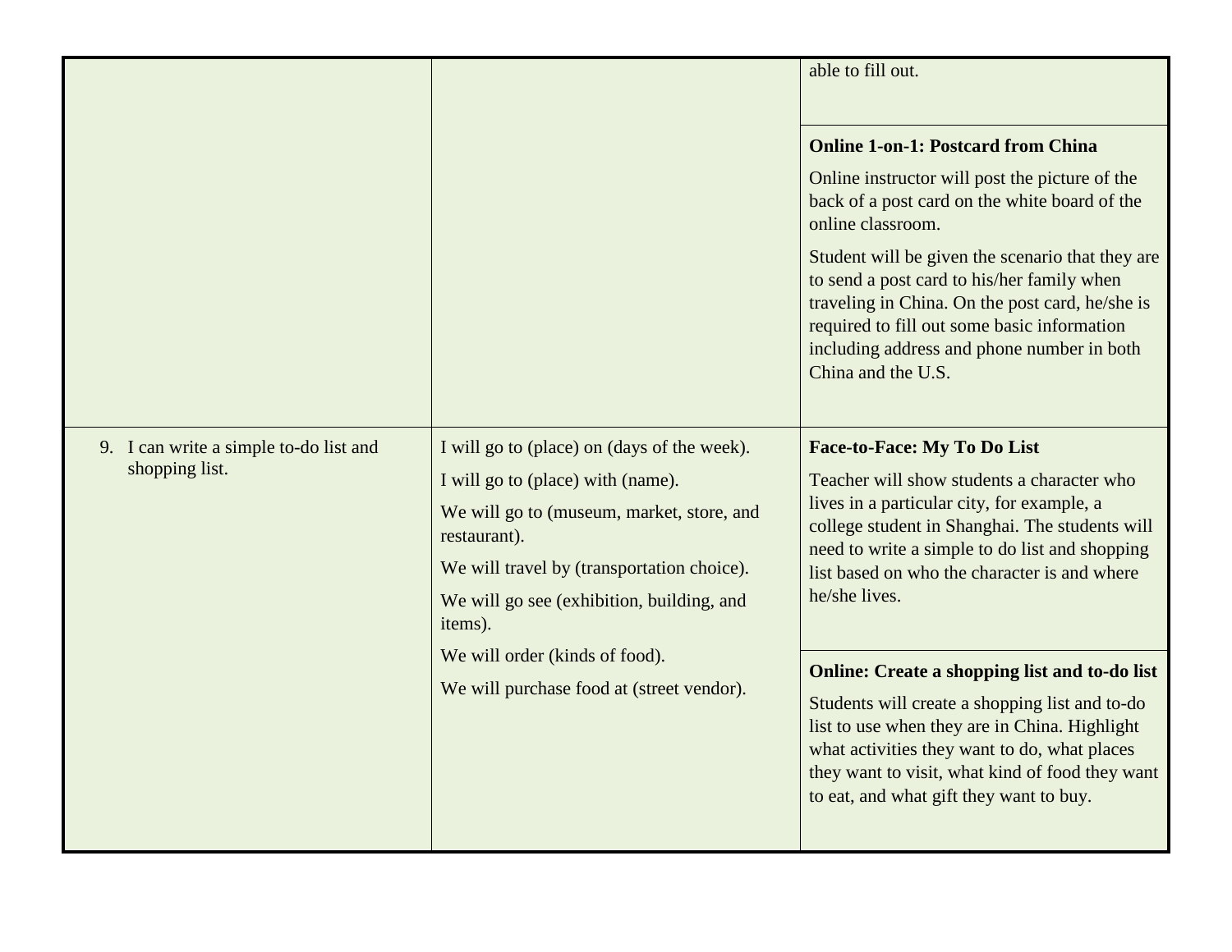| | | |
|---|---|---|
| | | able to fill out.<br><br>**Online 1-on-1: Postcard from China**<br><br>Online instructor will post the picture of the back of a post card on the white board of the online classroom.<br><br>Student will be given the scenario that they are to send a post card to his/her family when traveling in China. On the post card, he/she is required to fill out some basic information including address and phone number in both China and the U.S. |
| 9. I can write a simple to-do list and shopping list. | I will go to (place) on (days of the week).<br><br>I will go to (place) with (name).<br><br>We will go to (museum, market, store, and restaurant).<br><br>We will travel by (transportation choice).<br><br>We will go see (exhibition, building, and items).<br><br>We will order (kinds of food).<br><br>We will purchase food at (street vendor). | **Face-to-Face: My To Do List**<br><br>Teacher will show students a character who lives in a particular city, for example, a college student in Shanghai. The students will need to write a simple to do list and shopping list based on who the character is and where he/she lives.<br><br>**Online: Create a shopping list and to-do list**<br><br>Students will create a shopping list and to-do list to use when they are in China. Highlight what activities they want to do, what places they want to visit, what kind of food they want to eat, and what gift they want to buy. |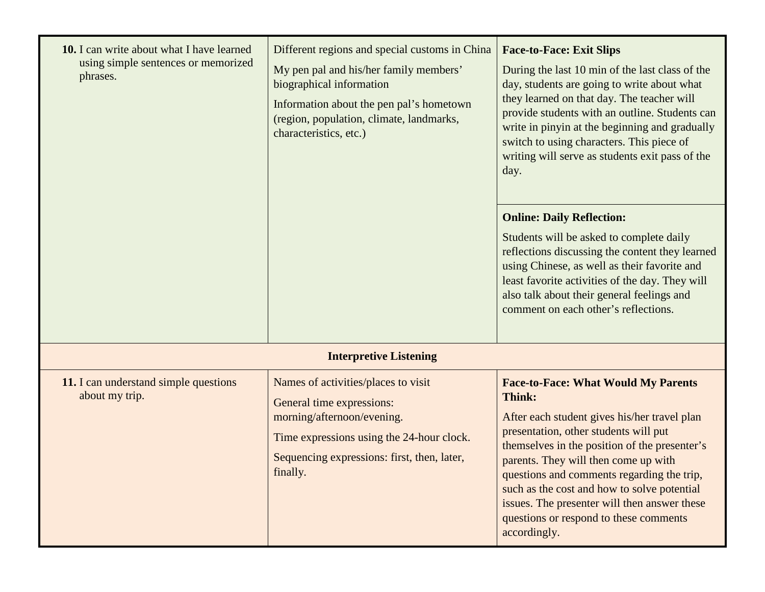| | | |
|---|---|---|
| **10.** I can write about what I have learned using simple sentences or memorized phrases. | Different regions and special customs in China<br><br>My pen pal and his/her family members' biographical information<br><br>Information about the pen pal's hometown (region, population, climate, landmarks, characteristics, etc.) | **Face-to-Face: Exit Slips**<br><br>During the last 10 min of the last class of the day, students are going to write about what they learned on that day. The teacher will provide students with an outline. Students can write in pinyin at the beginning and gradually switch to using characters. This piece of writing will serve as students exit pass of the day. |
| | | **Online: Daily Reflection:**<br><br>Students will be asked to complete daily reflections discussing the content they learned using Chinese, as well as their favorite and least favorite activities of the day. They will also talk about their general feelings and comment on each other's reflections. |
| **Interpretive Listening** | | |
| **11.** I can understand simple questions about my trip. | Names of activities/places to visit<br><br>General time expressions: morning/afternoon/evening.<br><br>Time expressions using the 24-hour clock.<br><br>Sequencing expressions: first, then, later, finally. | **Face-to-Face: What Would My Parents Think:**<br><br>After each student gives his/her travel plan presentation, other students will put themselves in the position of the presenter's parents. They will then come up with questions and comments regarding the trip, such as the cost and how to solve potential issues. The presenter will then answer these questions or respond to these comments accordingly. |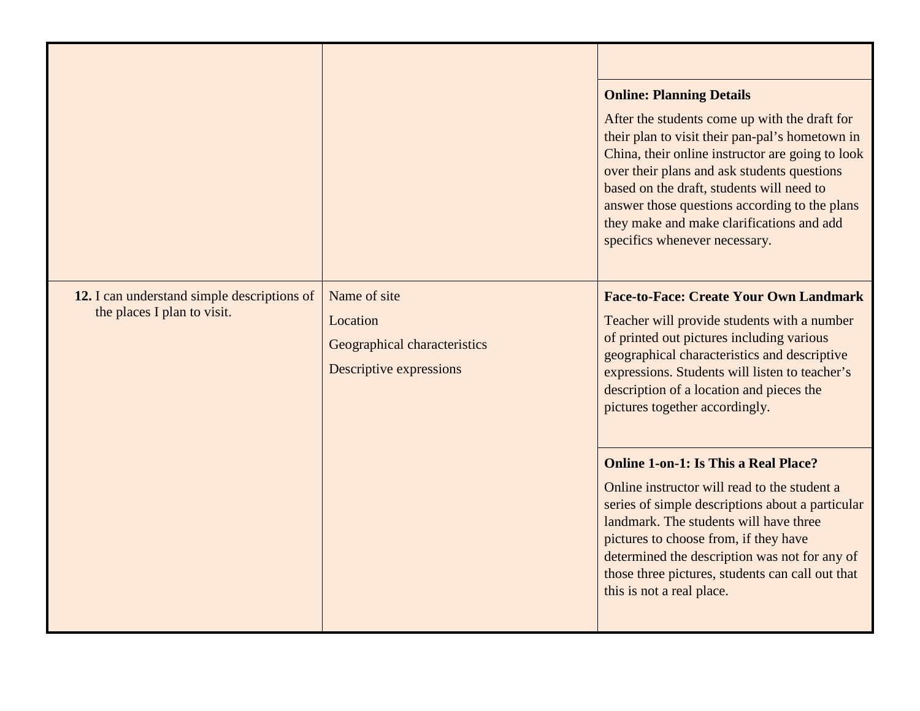| | | |
|---|---|---|
| | | |
| | | **Online: Planning Details**<br><br>After the students come up with the draft for their plan to visit their pan-pal's hometown in China, their online instructor are going to look over their plans and ask students questions based on the draft, students will need to answer those questions according to the plans they make and make clarifications and add specifics whenever necessary. |
| **12.** I can understand simple descriptions of the places I plan to visit. | Name of site<br><br>Location<br><br>Geographical characteristics<br><br>Descriptive expressions | **Face-to-Face: Create Your Own Landmark**<br><br>Teacher will provide students with a number of printed out pictures including various geographical characteristics and descriptive expressions. Students will listen to teacher's description of a location and pieces the pictures together accordingly. |
| | | **Online 1-on-1: Is This a Real Place?**<br><br>Online instructor will read to the student a series of simple descriptions about a particular landmark. The students will have three pictures to choose from, if they have determined the description was not for any of those three pictures, students can call out that this is not a real place. |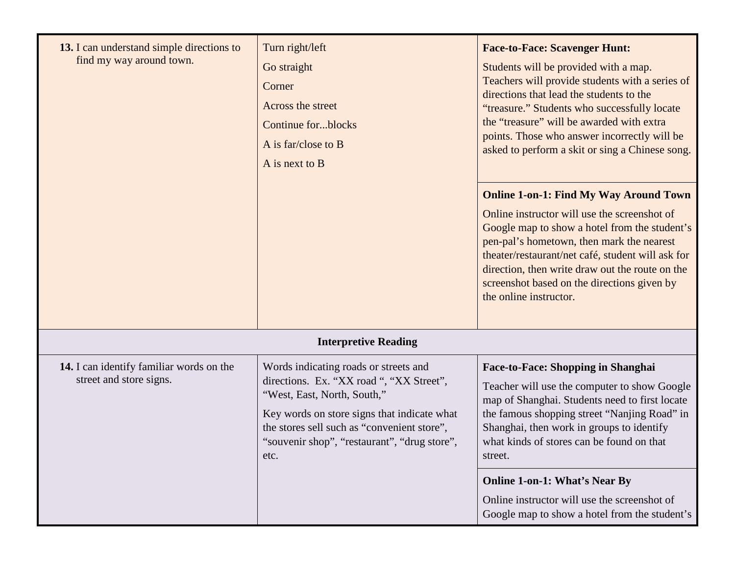| | | |
|---|---|---|
| **13.** I can understand simple directions to find my way around town. | Turn right/left<br>Go straight<br>Corner<br>Across the street<br>Continue for...blocks<br>A is far/close to B<br>A is next to B | **Face-to-Face: Scavenger Hunt:**<br>Students will be provided with a map. Teachers will provide students with a series of directions that lead the students to the "treasure." Students who successfully locate the "treasure" will be awarded with extra points. Those who answer incorrectly will be asked to perform a skit or sing a Chinese song. |
| | | **Online 1-on-1: Find My Way Around Town**<br>Online instructor will use the screenshot of Google map to show a hotel from the student's pen-pal's hometown, then mark the nearest theater/restaurant/net café, student will ask for direction, then write draw out the route on the screenshot based on the directions given by the online instructor. |
| **Interpretive Reading** | | |
| **14.** I can identify familiar words on the street and store signs. | Words indicating roads or streets and directions. Ex. "XX road ", "XX Street", "West, East, North, South,"<br>Key words on store signs that indicate what the stores sell such as "convenient store", "souvenir shop", "restaurant", "drug store", etc. | **Face-to-Face: Shopping in Shanghai**<br>Teacher will use the computer to show Google map of Shanghai. Students need to first locate the famous shopping street "Nanjing Road" in Shanghai, then work in groups to identify what kinds of stores can be found on that street. |
| | | **Online 1-on-1: What's Near By**<br>Online instructor will use the screenshot of Google map to show a hotel from the student's |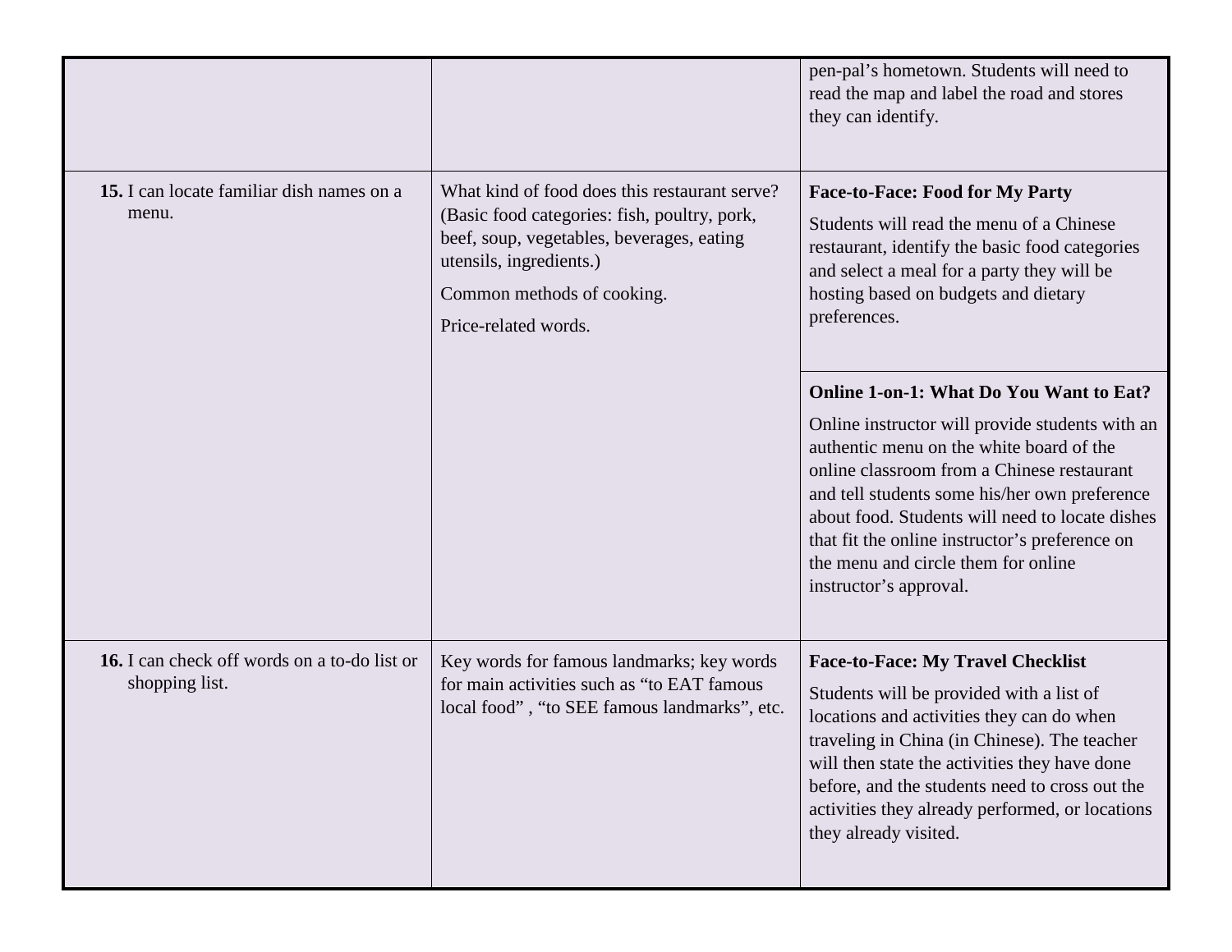| | | |
|---|---|---|
| | | pen-pal's hometown. Students will need to read the map and label the road and stores they can identify. |
| **15.** I can locate familiar dish names on a menu. | What kind of food does this restaurant serve? (Basic food categories: fish, poultry, pork, beef, soup, vegetables, beverages, eating utensils, ingredients.)<br><br>Common methods of cooking.<br><br>Price-related words. | **Face-to-Face: Food for My Party**<br><br>Students will read the menu of a Chinese restaurant, identify the basic food categories and select a meal for a party they will be hosting based on budgets and dietary preferences. |
| | | **Online 1-on-1: What Do You Want to Eat?**<br><br>Online instructor will provide students with an authentic menu on the white board of the online classroom from a Chinese restaurant and tell students some his/her own preference about food. Students will need to locate dishes that fit the online instructor's preference on the menu and circle them for online instructor's approval. |
| **16.** I can check off words on a to-do list or shopping list. | Key words for famous landmarks; key words for main activities such as "to EAT famous local food" , "to SEE famous landmarks", etc. | **Face-to-Face: My Travel Checklist**<br><br>Students will be provided with a list of locations and activities they can do when traveling in China (in Chinese). The teacher will then state the activities they have done before, and the students need to cross out the activities they already performed, or locations they already visited. |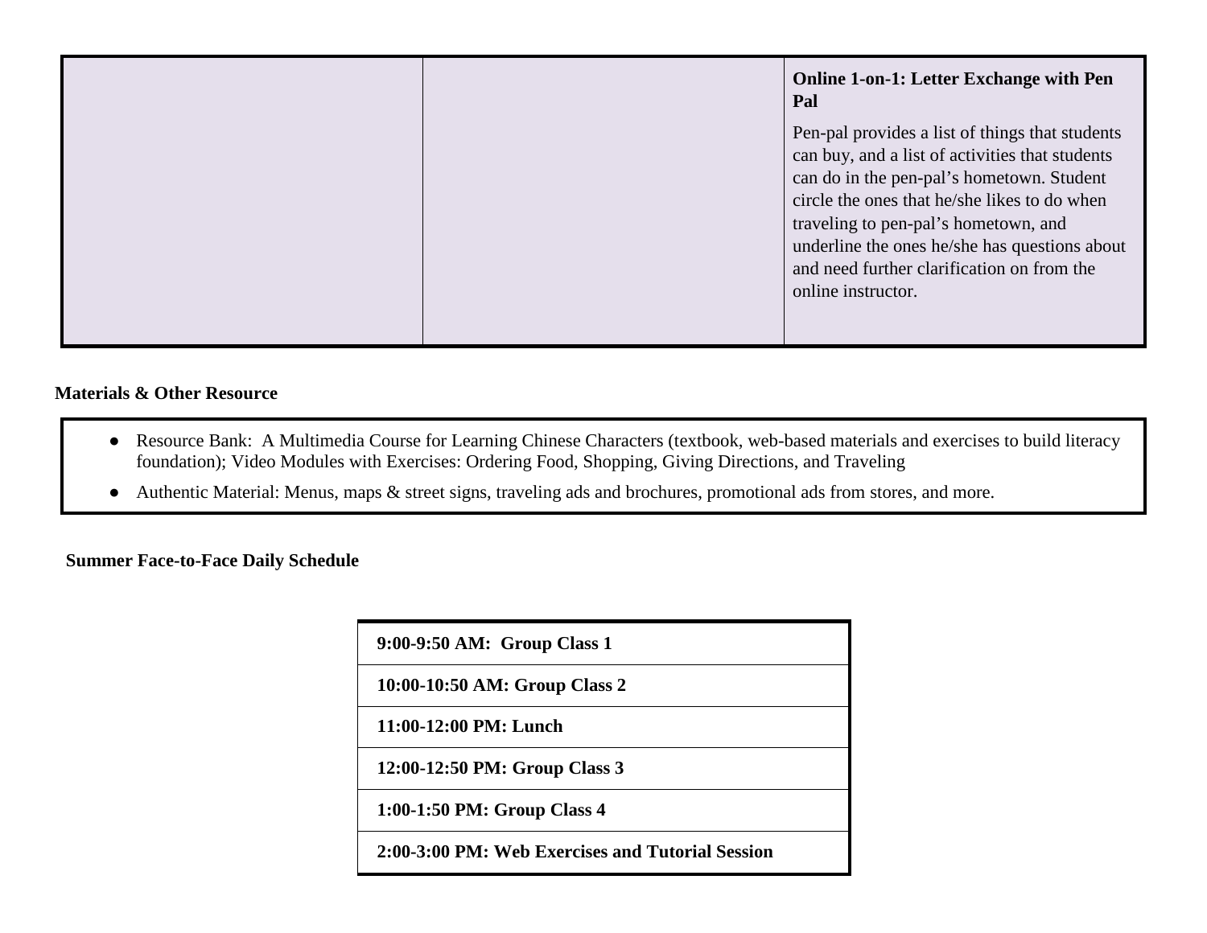| | | |
|---|---|---|
| | | **Online 1-on-1: Letter Exchange with Pen Pal**<br><br>Pen-pal provides a list of things that students can buy, and a list of activities that students can do in the pen-pal's hometown. Student circle the ones that he/she likes to do when traveling to pen-pal's hometown, and underline the ones he/she has questions about and need further clarification on from the online instructor. |

**Materials & Other Resource**

- Resource Bank: A Multimedia Course for Learning Chinese Characters (textbook, web-based materials and exercises to build literacy foundation); Video Modules with Exercises: Ordering Food, Shopping, Giving Directions, and Traveling
- Authentic Material: Menus, maps & street signs, traveling ads and brochures, promotional ads from stores, and more.

**Summer Face-to-Face Daily Schedule**

| |
|---|
| **9:00-9:50 AM: Group Class 1** |
| **10:00-10:50 AM: Group Class 2** |
| **11:00-12:00 PM: Lunch** |
| **12:00-12:50 PM: Group Class 3** |
| **1:00-1:50 PM: Group Class 4** |
| **2:00-3:00 PM: Web Exercises and Tutorial Session** |